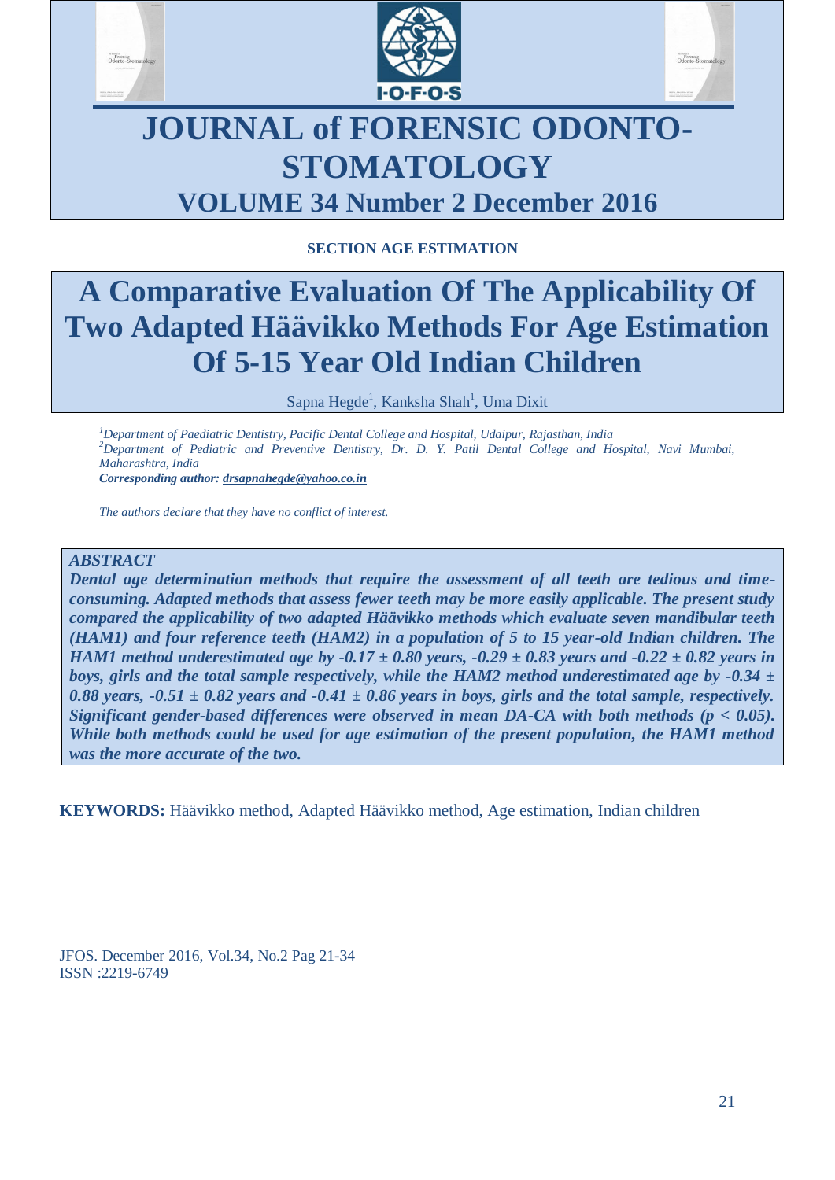# JOURNAL of FORENSIC ODONTO-STOMATOLOGY

## VOLUME 34 Number 2 December 2016

**SECTION AGE ESTIMATION**

# A Comparative Evaluation Of The Applicability Of Two Adapted Häävikko Methods For Age Estimation Of 5-15 Year Old Indian Children

Sapna Hegde[1], Kanksha Shah[1], Uma Dixit

*[1]Department of Paediatric Dentistry, Pacific Dental College and Hospital, Udaipur, Rajasthan, India*
*[2]Department of Pediatric and Preventive Dentistry, Dr. D. Y. Patil Dental College and Hospital, Navi Mumbai, Maharashtra, India*
***Corresponding author: drsapnahegde@yahoo.co.in***

*The authors declare that they have no conflict of interest.*

***ABSTRACT***
***Dental age determination methods that require the assessment of all teeth are tedious and time-consuming. Adapted methods that assess fewer teeth may be more easily applicable. The present study compared the applicability of two adapted Häävikko methods which evaluate seven mandibular teeth (HAM1) and four reference teeth (HAM2) in a population of 5 to 15 year-old Indian children. The HAM1 method underestimated age by -0.17 ± 0.80 years, -0.29 ± 0.83 years and -0.22 ± 0.82 years in boys, girls and the total sample respectively, while the HAM2 method underestimated age by -0.34 ± 0.88 years, -0.51 ± 0.82 years and -0.41 ± 0.86 years in boys, girls and the total sample, respectively. Significant gender-based differences were observed in mean DA-CA with both methods ($p < 0.05$). While both methods could be used for age estimation of the present population, the HAM1 method was the more accurate of the two.***

**KEYWORDS:** Häävikko method, Adapted Häävikko method, Age estimation, Indian children

JFOS. December 2016, Vol.34, No.2 Pag 21-34
ISSN :2219-6749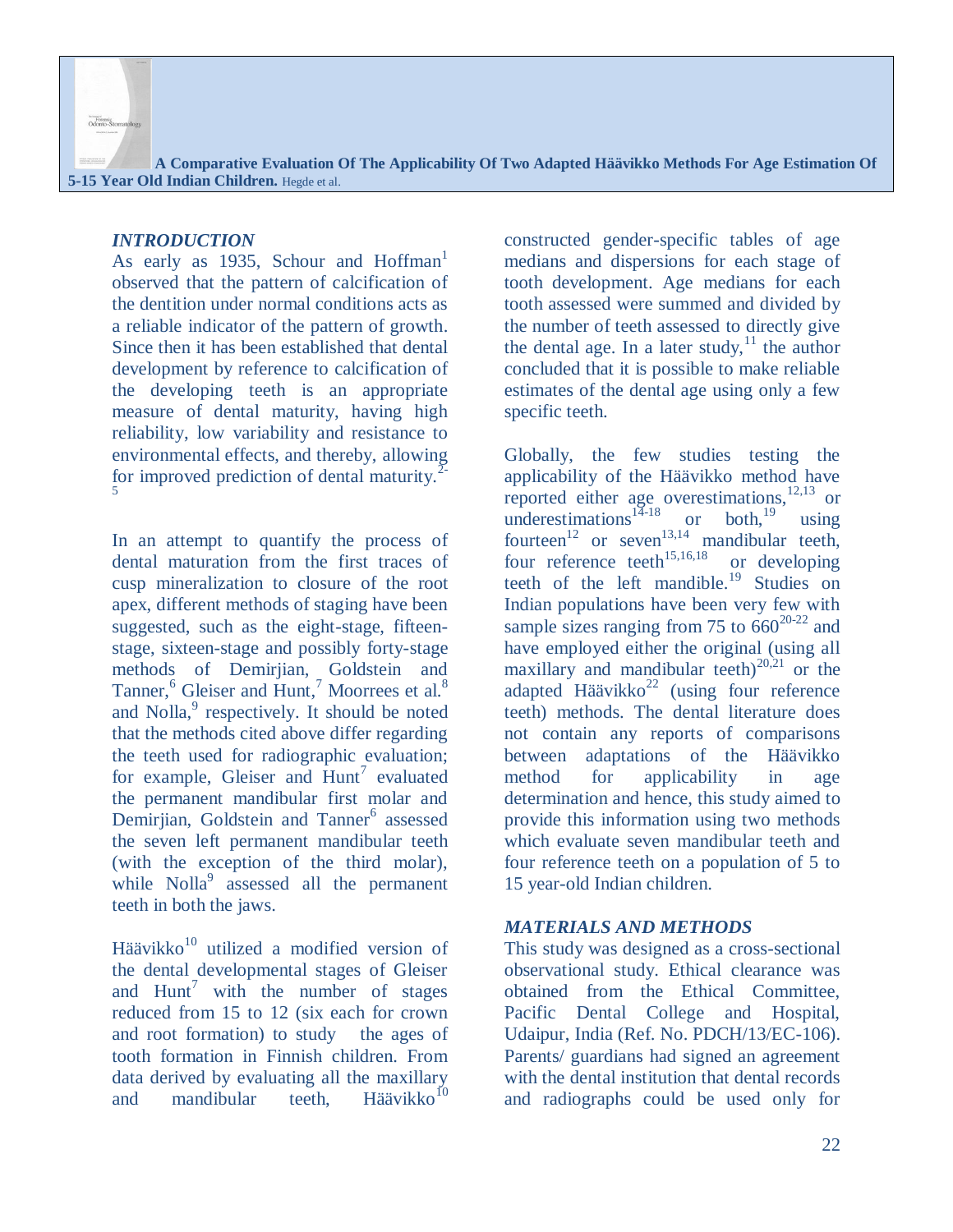## INTRODUCTION

As early as 1935, Schour and Hoffman[1] observed that the pattern of calcification of the dentition under normal conditions acts as a reliable indicator of the pattern of growth. Since then it has been established that dental development by reference to calcification of the developing teeth is an appropriate measure of dental maturity, having high reliability, low variability and resistance to environmental effects, and thereby, allowing for improved prediction of dental maturity.[2-5]

In an attempt to quantify the process of dental maturation from the first traces of cusp mineralization to closure of the root apex, different methods of staging have been suggested, such as the eight-stage, fifteen-stage, sixteen-stage and possibly forty-stage methods of Demirjian, Goldstein and Tanner,[6] Gleiser and Hunt,[7] Moorrees et al.[8] and Nolla,[9] respectively. It should be noted that the methods cited above differ regarding the teeth used for radiographic evaluation; for example, Gleiser and Hunt[7] evaluated the permanent mandibular first molar and Demirjian, Goldstein and Tanner[6] assessed the seven left permanent mandibular teeth (with the exception of the third molar), while Nolla[9] assessed all the permanent teeth in both the jaws.

Häävikko[10] utilized a modified version of the dental developmental stages of Gleiser and Hunt[7] with the number of stages reduced from 15 to 12 (six each for crown and root formation) to study the ages of tooth formation in Finnish children. From data derived by evaluating all the maxillary and mandibular teeth, Häävikko[10] constructed gender-specific tables of age medians and dispersions for each stage of tooth development. Age medians for each tooth assessed were summed and divided by the number of teeth assessed to directly give the dental age. In a later study,[11] the author concluded that it is possible to make reliable estimates of the dental age using only a few specific teeth.

Globally, the few studies testing the applicability of the Häävikko method have reported either age overestimations,[12,13] or underestimations[14-18] or both,[19] using fourteen[12] or seven[13,14] mandibular teeth, four reference teeth[15,16,18] or developing teeth of the left mandible.[19] Studies on Indian populations have been very few with sample sizes ranging from 75 to 660[20-22] and have employed either the original (using all maxillary and mandibular teeth)[20,21] or the adapted Häävikko[22] (using four reference teeth) methods. The dental literature does not contain any reports of comparisons between adaptations of the Häävikko method for applicability in age determination and hence, this study aimed to provide this information using two methods which evaluate seven mandibular teeth and four reference teeth on a population of 5 to 15 year-old Indian children.

## MATERIALS AND METHODS

This study was designed as a cross-sectional observational study. Ethical clearance was obtained from the Ethical Committee, Pacific Dental College and Hospital, Udaipur, India (Ref. No. PDCH/13/EC-106). Parents/ guardians had signed an agreement with the dental institution that dental records and radiographs could be used only for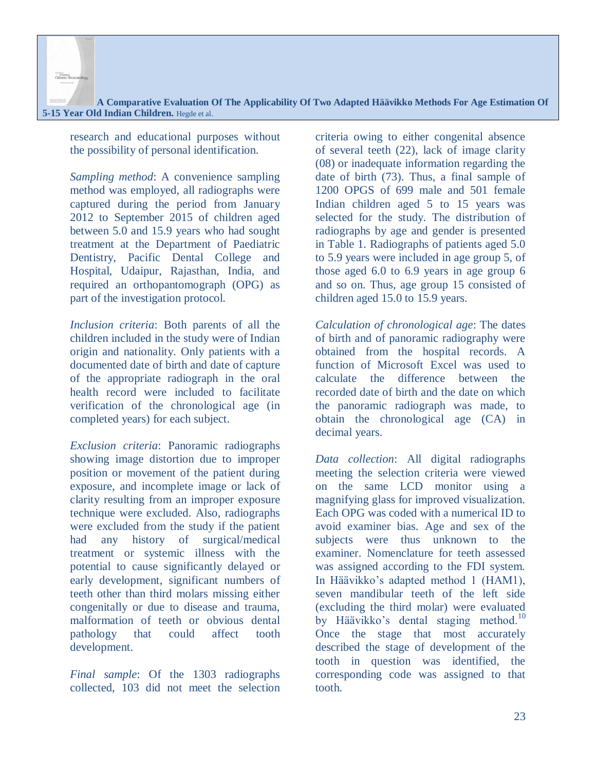research and educational purposes without the possibility of personal identification.

*Sampling method*: A convenience sampling method was employed, all radiographs were captured during the period from January 2012 to September 2015 of children aged between 5.0 and 15.9 years who had sought treatment at the Department of Paediatric Dentistry, Pacific Dental College and Hospital, Udaipur, Rajasthan, India, and required an orthopantomograph (OPG) as part of the investigation protocol.

*Inclusion criteria*: Both parents of all the children included in the study were of Indian origin and nationality. Only patients with a documented date of birth and date of capture of the appropriate radiograph in the oral health record were included to facilitate verification of the chronological age (in completed years) for each subject.

*Exclusion criteria*: Panoramic radiographs showing image distortion due to improper position or movement of the patient during exposure, and incomplete image or lack of clarity resulting from an improper exposure technique were excluded. Also, radiographs were excluded from the study if the patient had any history of surgical/medical treatment or systemic illness with the potential to cause significantly delayed or early development, significant numbers of teeth other than third molars missing either congenitally or due to disease and trauma, malformation of teeth or obvious dental pathology that could affect tooth development.

*Final sample*: Of the 1303 radiographs collected, 103 did not meet the selection criteria owing to either congenital absence of several teeth (22), lack of image clarity (08) or inadequate information regarding the date of birth (73). Thus, a final sample of 1200 OPGS of 699 male and 501 female Indian children aged 5 to 15 years was selected for the study. The distribution of radiographs by age and gender is presented in Table 1. Radiographs of patients aged 5.0 to 5.9 years were included in age group 5, of those aged 6.0 to 6.9 years in age group 6 and so on. Thus, age group 15 consisted of children aged 15.0 to 15.9 years.

*Calculation of chronological age*: The dates of birth and of panoramic radiography were obtained from the hospital records. A function of Microsoft Excel was used to calculate the difference between the recorded date of birth and the date on which the panoramic radiograph was made, to obtain the chronological age (CA) in decimal years.

*Data collection*: All digital radiographs meeting the selection criteria were viewed on the same LCD monitor using a magnifying glass for improved visualization. Each OPG was coded with a numerical ID to avoid examiner bias. Age and sex of the subjects were thus unknown to the examiner. Nomenclature for teeth assessed was assigned according to the FDI system. In Häävikko's adapted method 1 (HAM1), seven mandibular teeth of the left side (excluding the third molar) were evaluated by Häävikko's dental staging method.[10] Once the stage that most accurately described the stage of development of the tooth in question was identified, the corresponding code was assigned to that tooth.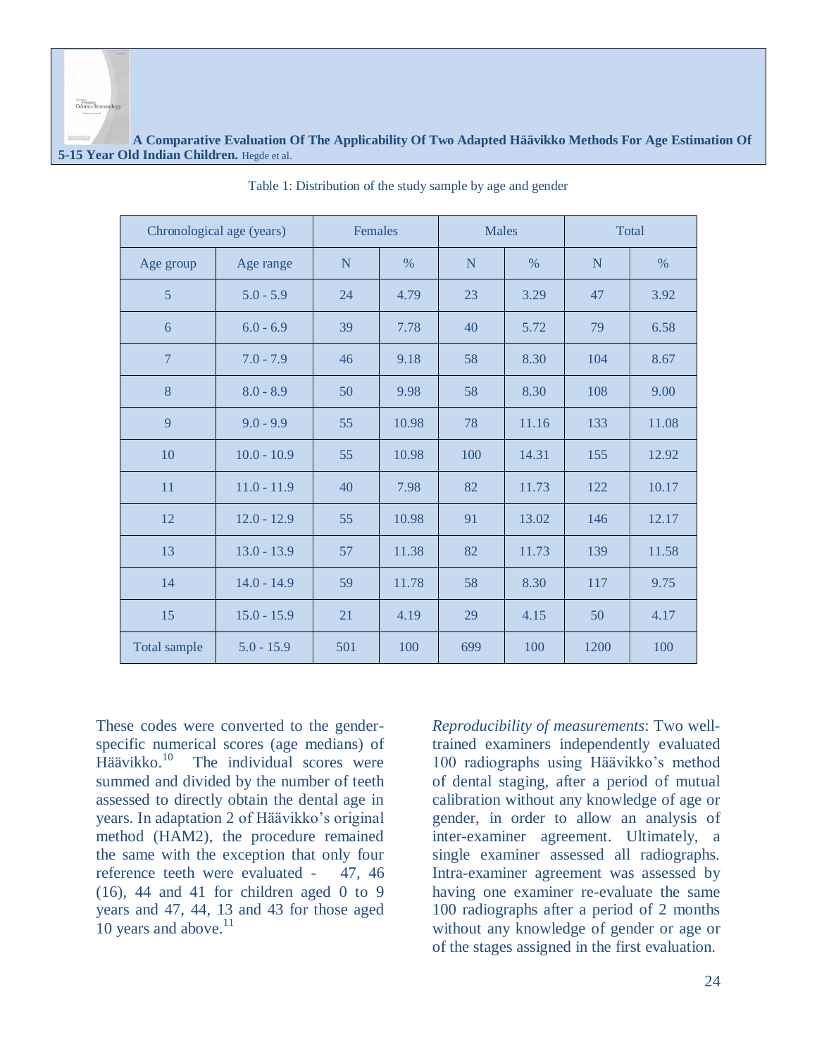Table 1: Distribution of the study sample by age and gender

| Chronological age (years) | | Females | | Males | | Total | |
|---|---|---|---|---|---|---|---|
| Age group | Age range | N | % | N | % | N | % |
| 5 | 5.0 - 5.9 | 24 | 4.79 | 23 | 3.29 | 47 | 3.92 |
| 6 | 6.0 - 6.9 | 39 | 7.78 | 40 | 5.72 | 79 | 6.58 |
| 7 | 7.0 - 7.9 | 46 | 9.18 | 58 | 8.30 | 104 | 8.67 |
| 8 | 8.0 - 8.9 | 50 | 9.98 | 58 | 8.30 | 108 | 9.00 |
| 9 | 9.0 - 9.9 | 55 | 10.98 | 78 | 11.16 | 133 | 11.08 |
| 10 | 10.0 - 10.9 | 55 | 10.98 | 100 | 14.31 | 155 | 12.92 |
| 11 | 11.0 - 11.9 | 40 | 7.98 | 82 | 11.73 | 122 | 10.17 |
| 12 | 12.0 - 12.9 | 55 | 10.98 | 91 | 13.02 | 146 | 12.17 |
| 13 | 13.0 - 13.9 | 57 | 11.38 | 82 | 11.73 | 139 | 11.58 |
| 14 | 14.0 - 14.9 | 59 | 11.78 | 58 | 8.30 | 117 | 9.75 |
| 15 | 15.0 - 15.9 | 21 | 4.19 | 29 | 4.15 | 50 | 4.17 |
| Total sample | 5.0 - 15.9 | 501 | 100 | 699 | 100 | 1200 | 100 |

These codes were converted to the gender-specific numerical scores (age medians) of Häävikko.[10] The individual scores were summed and divided by the number of teeth assessed to directly obtain the dental age in years. In adaptation 2 of Häävikko's original method (HAM2), the procedure remained the same with the exception that only four reference teeth were evaluated - 47, 46 (16), 44 and 41 for children aged 0 to 9 years and 47, 44, 13 and 43 for those aged 10 years and above.[11]

*Reproducibility of measurements*: Two well-trained examiners independently evaluated 100 radiographs using Häävikko's method of dental staging, after a period of mutual calibration without any knowledge of age or gender, in order to allow an analysis of inter-examiner agreement. Ultimately, a single examiner assessed all radiographs. Intra-examiner agreement was assessed by having one examiner re-evaluate the same 100 radiographs after a period of 2 months without any knowledge of gender or age or of the stages assigned in the first evaluation.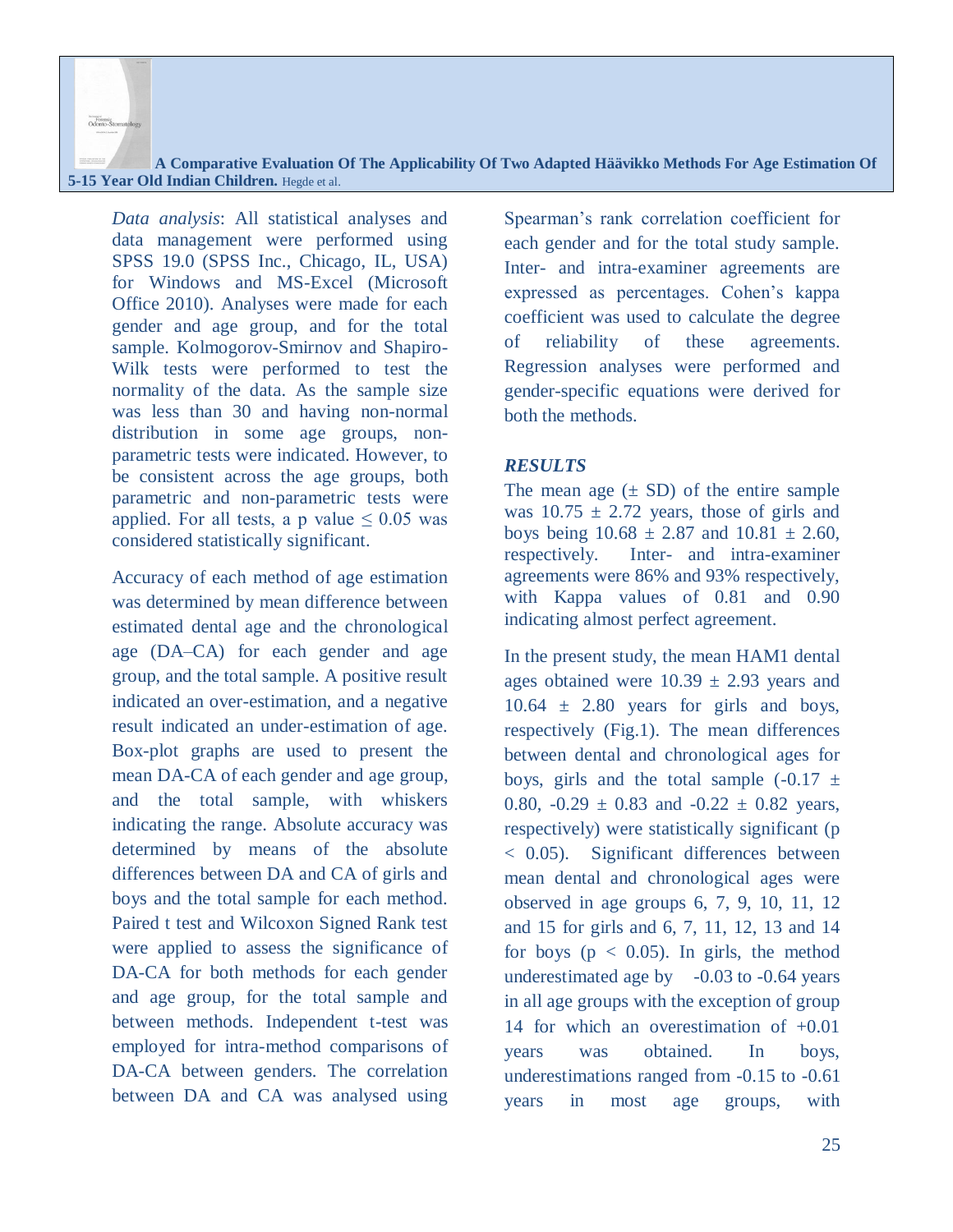*Data analysis*: All statistical analyses and data management were performed using SPSS 19.0 (SPSS Inc., Chicago, IL, USA) for Windows and MS-Excel (Microsoft Office 2010). Analyses were made for each gender and age group, and for the total sample. Kolmogorov-Smirnov and Shapiro-Wilk tests were performed to test the normality of the data. As the sample size was less than 30 and having non-normal distribution in some age groups, non-parametric tests were indicated. However, to be consistent across the age groups, both parametric and non-parametric tests were applied. For all tests, a p value $\leq 0.05$ was considered statistically significant.

Accuracy of each method of age estimation was determined by mean difference between estimated dental age and the chronological age (DA–CA) for each gender and age group, and the total sample. A positive result indicated an over-estimation, and a negative result indicated an under-estimation of age. Box-plot graphs are used to present the mean DA-CA of each gender and age group, and the total sample, with whiskers indicating the range. Absolute accuracy was determined by means of the absolute differences between DA and CA of girls and boys and the total sample for each method. Paired t test and Wilcoxon Signed Rank test were applied to assess the significance of DA-CA for both methods for each gender and age group, for the total sample and between methods. Independent t-test was employed for intra-method comparisons of DA-CA between genders. The correlation between DA and CA was analysed using Spearman's rank correlation coefficient for each gender and for the total study sample. Inter- and intra-examiner agreements are expressed as percentages. Cohen's kappa coefficient was used to calculate the degree of reliability of these agreements. Regression analyses were performed and gender-specific equations were derived for both the methods.

## *RESULTS*

The mean age ($\pm$ SD) of the entire sample was $10.75 \pm 2.72$ years, those of girls and boys being $10.68 \pm 2.87$ and $10.81 \pm 2.60$, respectively. Inter- and intra-examiner agreements were 86% and 93% respectively, with Kappa values of 0.81 and 0.90 indicating almost perfect agreement.

In the present study, the mean HAM1 dental ages obtained were $10.39 \pm 2.93$ years and $10.64 \pm 2.80$ years for girls and boys, respectively (Fig.1). The mean differences between dental and chronological ages for boys, girls and the total sample ($-0.17 \pm 0.80$, $-0.29 \pm 0.83$ and $-0.22 \pm 0.82$ years, respectively) were statistically significant ($p < 0.05$). Significant differences between mean dental and chronological ages were observed in age groups 6, 7, 9, 10, 11, 12 and 15 for girls and 6, 7, 11, 12, 13 and 14 for boys ($p < 0.05$). In girls, the method underestimated age by -0.03 to -0.64 years in all age groups with the exception of group 14 for which an overestimation of +0.01 years was obtained. In boys, underestimations ranged from -0.15 to -0.61 years in most age groups, with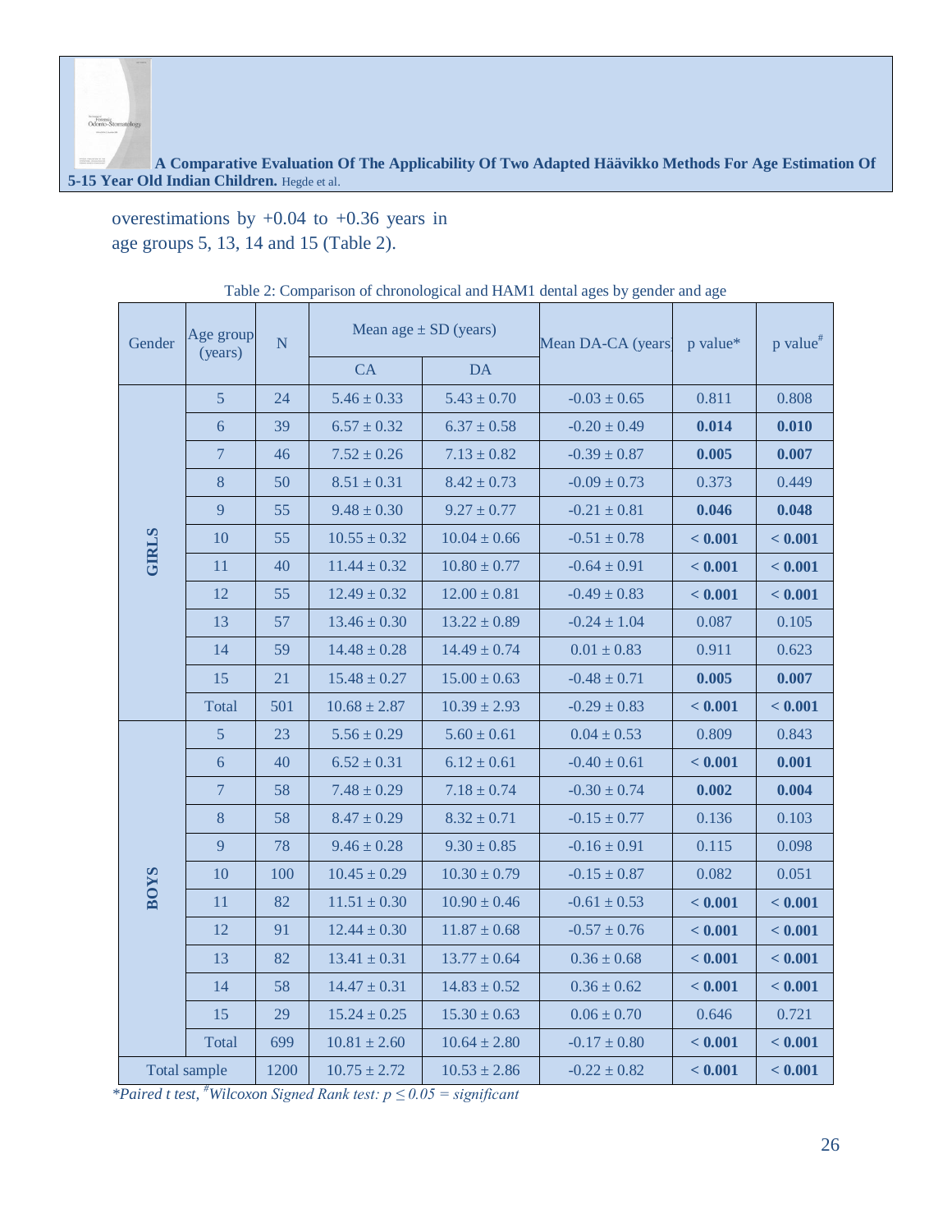overestimations by +0.04 to +0.36 years in age groups 5, 13, 14 and 15 (Table 2).

Table 2: Comparison of chronological and HAM1 dental ages by gender and age

| Gender | Age group (years) | N | Mean age ± SD (years) | | Mean DA-CA (years) | p value* | p value# |
|---|---|---|---|---|---|---|---|
| | | | CA | DA | | | |
| GIRLS | 5 | 24 | 5.46 ± 0.33 | 5.43 ± 0.70 | -0.03 ± 0.65 | 0.811 | 0.808 |
| | 6 | 39 | 6.57 ± 0.32 | 6.37 ± 0.58 | -0.20 ± 0.49 | **0.014** | **0.010** |
| | 7 | 46 | 7.52 ± 0.26 | 7.13 ± 0.82 | -0.39 ± 0.87 | **0.005** | **0.007** |
| | 8 | 50 | 8.51 ± 0.31 | 8.42 ± 0.73 | -0.09 ± 0.73 | 0.373 | 0.449 |
| | 9 | 55 | 9.48 ± 0.30 | 9.27 ± 0.77 | -0.21 ± 0.81 | **0.046** | **0.048** |
| | 10 | 55 | 10.55 ± 0.32 | 10.04 ± 0.66 | -0.51 ± 0.78 | **< 0.001** | **< 0.001** |
| | 11 | 40 | 11.44 ± 0.32 | 10.80 ± 0.77 | -0.64 ± 0.91 | **< 0.001** | **< 0.001** |
| | 12 | 55 | 12.49 ± 0.32 | 12.00 ± 0.81 | -0.49 ± 0.83 | **< 0.001** | **< 0.001** |
| | 13 | 57 | 13.46 ± 0.30 | 13.22 ± 0.89 | -0.24 ± 1.04 | 0.087 | 0.105 |
| | 14 | 59 | 14.48 ± 0.28 | 14.49 ± 0.74 | 0.01 ± 0.83 | 0.911 | 0.623 |
| | 15 | 21 | 15.48 ± 0.27 | 15.00 ± 0.63 | -0.48 ± 0.71 | **0.005** | **0.007** |
| | Total | 501 | 10.68 ± 2.87 | 10.39 ± 2.93 | -0.29 ± 0.83 | **< 0.001** | **< 0.001** |
| BOYS | 5 | 23 | 5.56 ± 0.29 | 5.60 ± 0.61 | 0.04 ± 0.53 | 0.809 | 0.843 |
| | 6 | 40 | 6.52 ± 0.31 | 6.12 ± 0.61 | -0.40 ± 0.61 | **< 0.001** | **0.001** |
| | 7 | 58 | 7.48 ± 0.29 | 7.18 ± 0.74 | -0.30 ± 0.74 | **0.002** | **0.004** |
| | 8 | 58 | 8.47 ± 0.29 | 8.32 ± 0.71 | -0.15 ± 0.77 | 0.136 | 0.103 |
| | 9 | 78 | 9.46 ± 0.28 | 9.30 ± 0.85 | -0.16 ± 0.91 | 0.115 | 0.098 |
| | 10 | 100 | 10.45 ± 0.29 | 10.30 ± 0.79 | -0.15 ± 0.87 | 0.082 | 0.051 |
| | 11 | 82 | 11.51 ± 0.30 | 10.90 ± 0.46 | -0.61 ± 0.53 | **< 0.001** | **< 0.001** |
| | 12 | 91 | 12.44 ± 0.30 | 11.87 ± 0.68 | -0.57 ± 0.76 | **< 0.001** | **< 0.001** |
| | 13 | 82 | 13.41 ± 0.31 | 13.77 ± 0.64 | 0.36 ± 0.68 | **< 0.001** | **< 0.001** |
| | 14 | 58 | 14.47 ± 0.31 | 14.83 ± 0.52 | 0.36 ± 0.62 | **< 0.001** | **< 0.001** |
| | 15 | 29 | 15.24 ± 0.25 | 15.30 ± 0.63 | 0.06 ± 0.70 | 0.646 | 0.721 |
| | Total | 699 | 10.81 ± 2.60 | 10.64 ± 2.80 | -0.17 ± 0.80 | **< 0.001** | **< 0.001** |
| Total sample | | 1200 | 10.75 ± 2.72 | 10.53 ± 2.86 | -0.22 ± 0.82 | **< 0.001** | **< 0.001** |

*\*Paired t test, #Wilcoxon Signed Rank test: $p \leq 0.05$ = significant*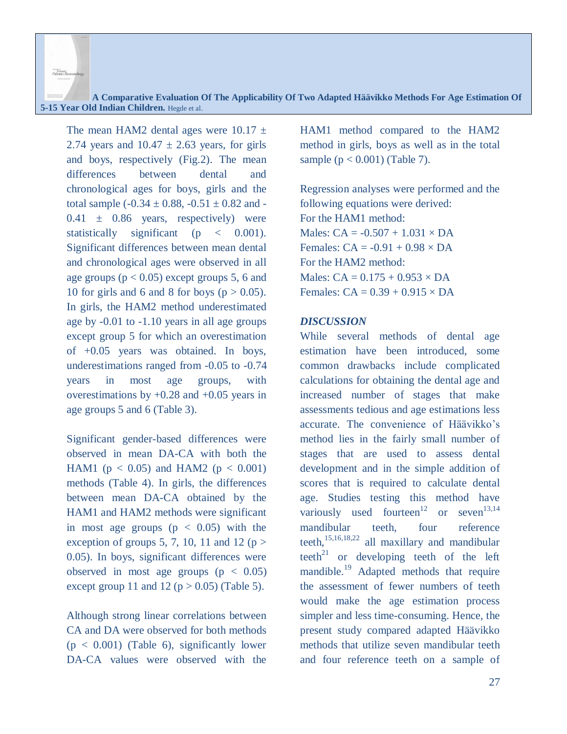The mean HAM2 dental ages were 10.17 ± 2.74 years and 10.47 ± 2.63 years, for girls and boys, respectively (Fig.2). The mean differences between dental and chronological ages for boys, girls and the total sample (-0.34 ± 0.88, -0.51 ± 0.82 and -0.41 ± 0.86 years, respectively) were statistically significant ($p < 0.001$). Significant differences between mean dental and chronological ages were observed in all age groups ($p < 0.05$) except groups 5, 6 and 10 for girls and 6 and 8 for boys ($p > 0.05$). In girls, the HAM2 method underestimated age by -0.01 to -1.10 years in all age groups except group 5 for which an overestimation of +0.05 years was obtained. In boys, underestimations ranged from -0.05 to -0.74 years in most age groups, with overestimations by +0.28 and +0.05 years in age groups 5 and 6 (Table 3).

Significant gender-based differences were observed in mean DA-CA with both the HAM1 ($p < 0.05$) and HAM2 ($p < 0.001$) methods (Table 4). In girls, the differences between mean DA-CA obtained by the HAM1 and HAM2 methods were significant in most age groups ($p < 0.05$) with the exception of groups 5, 7, 10, 11 and 12 ($p > 0.05$). In boys, significant differences were observed in most age groups ($p < 0.05$) except group 11 and 12 ($p > 0.05$) (Table 5).

Although strong linear correlations between CA and DA were observed for both methods ($p < 0.001$) (Table 6), significantly lower DA-CA values were observed with the HAM1 method compared to the HAM2 method in girls, boys as well as in the total sample ($p < 0.001$) (Table 7).

Regression analyses were performed and the following equations were derived:

For the HAM1 method:

Males: $CA = -0.507 + 1.031 \times DA$

Females: $CA = -0.91 + 0.98 \times DA$

For the HAM2 method:

Males: $CA = 0.175 + 0.953 \times DA$

Females: $CA = 0.39 + 0.915 \times DA$

## *DISCUSSION*

While several methods of dental age estimation have been introduced, some common drawbacks include complicated calculations for obtaining the dental age and increased number of stages that make assessments tedious and age estimations less accurate. The convenience of Häävikko's method lies in the fairly small number of stages that are used to assess dental development and in the simple addition of scores that is required to calculate dental age. Studies testing this method have variously used fourteen[12] or seven[13,14] mandibular teeth, four reference teeth,[15,16,18,22] all maxillary and mandibular teeth[21] or developing teeth of the left mandible.[19] Adapted methods that require the assessment of fewer numbers of teeth would make the age estimation process simpler and less time-consuming. Hence, the present study compared adapted Häävikko methods that utilize seven mandibular teeth and four reference teeth on a sample of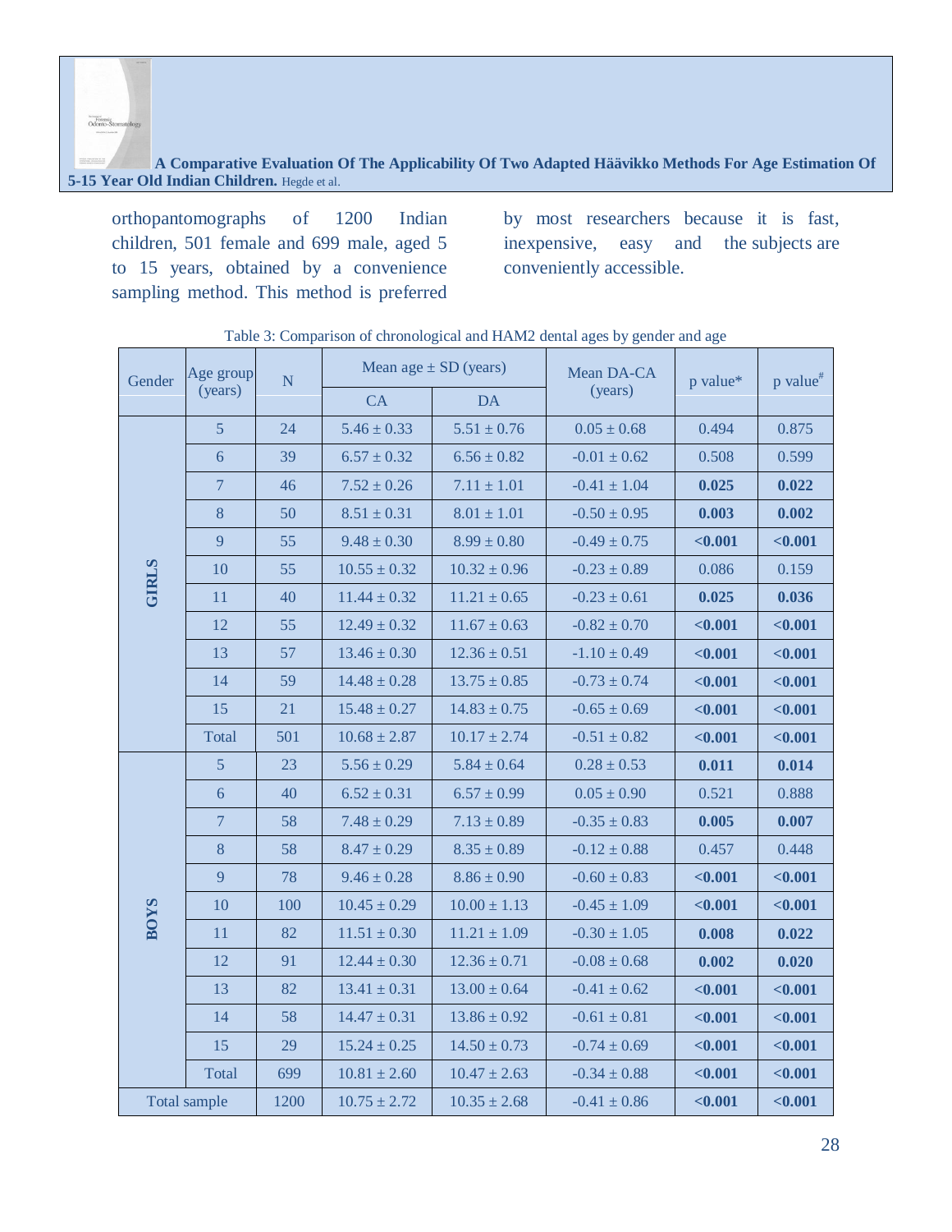orthopantomographs of 1200 Indian children, 501 female and 699 male, aged 5 to 15 years, obtained by a convenience sampling method. This method is preferred by most researchers because it is fast, inexpensive, easy and the subjects are conveniently accessible.

Table 3: Comparison of chronological and HAM2 dental ages by gender and age

| Gender | Age group (years) | N | Mean age ± SD (years) | | Mean DA-CA (years) | p value* | p value# |
|---|---|---|---|---|---|---|---|
| | | | CA | DA | | | |
| GIRLS | 5 | 24 | 5.46 ± 0.33 | 5.51 ± 0.76 | 0.05 ± 0.68 | 0.494 | 0.875 |
| | 6 | 39 | 6.57 ± 0.32 | 6.56 ± 0.82 | -0.01 ± 0.62 | 0.508 | 0.599 |
| | 7 | 46 | 7.52 ± 0.26 | 7.11 ± 1.01 | -0.41 ± 1.04 | **0.025** | **0.022** |
| | 8 | 50 | 8.51 ± 0.31 | 8.01 ± 1.01 | -0.50 ± 0.95 | **0.003** | **0.002** |
| | 9 | 55 | 9.48 ± 0.30 | 8.99 ± 0.80 | -0.49 ± 0.75 | **<0.001** | **<0.001** |
| | 10 | 55 | 10.55 ± 0.32 | 10.32 ± 0.96 | -0.23 ± 0.89 | 0.086 | 0.159 |
| | 11 | 40 | 11.44 ± 0.32 | 11.21 ± 0.65 | -0.23 ± 0.61 | **0.025** | **0.036** |
| | 12 | 55 | 12.49 ± 0.32 | 11.67 ± 0.63 | -0.82 ± 0.70 | **<0.001** | **<0.001** |
| | 13 | 57 | 13.46 ± 0.30 | 12.36 ± 0.51 | -1.10 ± 0.49 | **<0.001** | **<0.001** |
| | 14 | 59 | 14.48 ± 0.28 | 13.75 ± 0.85 | -0.73 ± 0.74 | **<0.001** | **<0.001** |
| | 15 | 21 | 15.48 ± 0.27 | 14.83 ± 0.75 | -0.65 ± 0.69 | **<0.001** | **<0.001** |
| | Total | 501 | 10.68 ± 2.87 | 10.17 ± 2.74 | -0.51 ± 0.82 | **<0.001** | **<0.001** |
| BOYS | 5 | 23 | 5.56 ± 0.29 | 5.84 ± 0.64 | 0.28 ± 0.53 | **0.011** | **0.014** |
| | 6 | 40 | 6.52 ± 0.31 | 6.57 ± 0.99 | 0.05 ± 0.90 | 0.521 | 0.888 |
| | 7 | 58 | 7.48 ± 0.29 | 7.13 ± 0.89 | -0.35 ± 0.83 | **0.005** | **0.007** |
| | 8 | 58 | 8.47 ± 0.29 | 8.35 ± 0.89 | -0.12 ± 0.88 | 0.457 | 0.448 |
| | 9 | 78 | 9.46 ± 0.28 | 8.86 ± 0.90 | -0.60 ± 0.83 | **<0.001** | **<0.001** |
| | 10 | 100 | 10.45 ± 0.29 | 10.00 ± 1.13 | -0.45 ± 1.09 | **<0.001** | **<0.001** |
| | 11 | 82 | 11.51 ± 0.30 | 11.21 ± 1.09 | -0.30 ± 1.05 | **0.008** | **0.022** |
| | 12 | 91 | 12.44 ± 0.30 | 12.36 ± 0.71 | -0.08 ± 0.68 | **0.002** | **0.020** |
| | 13 | 82 | 13.41 ± 0.31 | 13.00 ± 0.64 | -0.41 ± 0.62 | **<0.001** | **<0.001** |
| | 14 | 58 | 14.47 ± 0.31 | 13.86 ± 0.92 | -0.61 ± 0.81 | **<0.001** | **<0.001** |
| | 15 | 29 | 15.24 ± 0.25 | 14.50 ± 0.73 | -0.74 ± 0.69 | **<0.001** | **<0.001** |
| | Total | 699 | 10.81 ± 2.60 | 10.47 ± 2.63 | -0.34 ± 0.88 | **<0.001** | **<0.001** |
| Total sample | | 1200 | 10.75 ± 2.72 | 10.35 ± 2.68 | -0.41 ± 0.86 | **<0.001** | **<0.001** |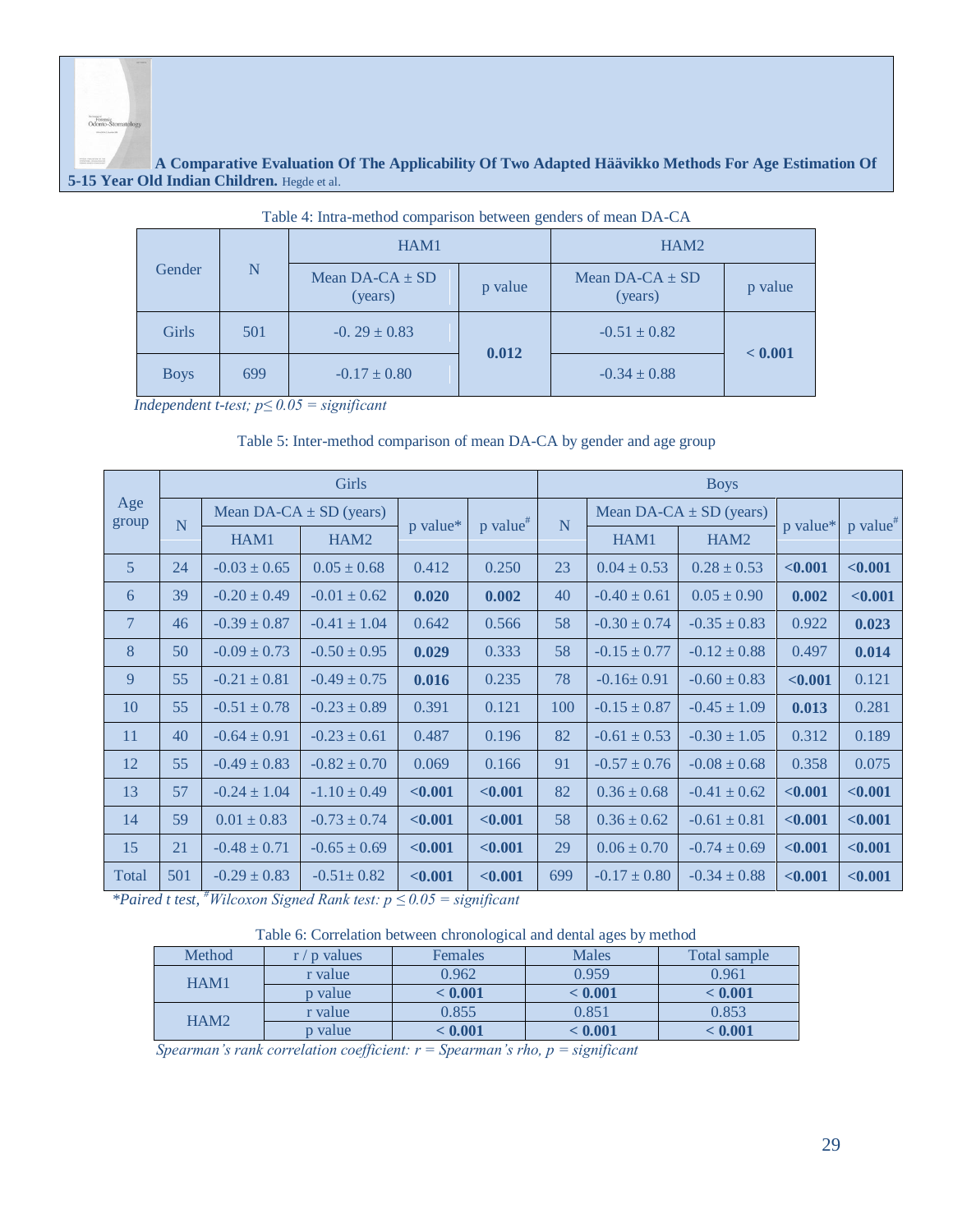Table 4: Intra-method comparison between genders of mean DA-CA

| Gender | N | HAM1 | | HAM2 | |
|---|---|---|---|---|---|
| | | Mean DA-CA ± SD (years) | p value | Mean DA-CA ± SD (years) | p value |
| Girls | 501 | -0. 29 ± 0.83 | **0.012** | -0.51 ± 0.82 | **< 0.001** |
| Boys | 699 | -0.17 ± 0.80 | | -0.34 ± 0.88 | |

*Independent t-test; p≤ 0.05 = significant*

Table 5: Inter-method comparison of mean DA-CA by gender and age group

| Age group | Girls | | | | | Boys | | | | |
|---|---|---|---|---|---|---|---|---|---|---|
| | N | Mean DA-CA ± SD (years) | | p value* | p value[#] | N | Mean DA-CA ± SD (years) | | p value* | p value[#] |
| | | HAM1 | HAM2 | | | | HAM1 | HAM2 | | |
| 5 | 24 | -0.03 ± 0.65 | 0.05 ± 0.68 | 0.412 | 0.250 | 23 | 0.04 ± 0.53 | 0.28 ± 0.53 | **<0.001** | **<0.001** |
| 6 | 39 | -0.20 ± 0.49 | -0.01 ± 0.62 | **0.020** | **0.002** | 40 | -0.40 ± 0.61 | 0.05 ± 0.90 | **0.002** | **<0.001** |
| 7 | 46 | -0.39 ± 0.87 | -0.41 ± 1.04 | 0.642 | 0.566 | 58 | -0.30 ± 0.74 | -0.35 ± 0.83 | 0.922 | **0.023** |
| 8 | 50 | -0.09 ± 0.73 | -0.50 ± 0.95 | **0.029** | 0.333 | 58 | -0.15 ± 0.77 | -0.12 ± 0.88 | 0.497 | **0.014** |
| 9 | 55 | -0.21 ± 0.81 | -0.49 ± 0.75 | **0.016** | 0.235 | 78 | -0.16± 0.91 | -0.60 ± 0.83 | **<0.001** | 0.121 |
| 10 | 55 | -0.51 ± 0.78 | -0.23 ± 0.89 | 0.391 | 0.121 | 100 | -0.15 ± 0.87 | -0.45 ± 1.09 | **0.013** | 0.281 |
| 11 | 40 | -0.64 ± 0.91 | -0.23 ± 0.61 | 0.487 | 0.196 | 82 | -0.61 ± 0.53 | -0.30 ± 1.05 | 0.312 | 0.189 |
| 12 | 55 | -0.49 ± 0.83 | -0.82 ± 0.70 | 0.069 | 0.166 | 91 | -0.57 ± 0.76 | -0.08 ± 0.68 | 0.358 | 0.075 |
| 13 | 57 | -0.24 ± 1.04 | -1.10 ± 0.49 | **<0.001** | **<0.001** | 82 | 0.36 ± 0.68 | -0.41 ± 0.62 | **<0.001** | **<0.001** |
| 14 | 59 | 0.01 ± 0.83 | -0.73 ± 0.74 | **<0.001** | **<0.001** | 58 | 0.36 ± 0.62 | -0.61 ± 0.81 | **<0.001** | **<0.001** |
| 15 | 21 | -0.48 ± 0.71 | -0.65 ± 0.69 | **<0.001** | **<0.001** | 29 | 0.06 ± 0.70 | -0.74 ± 0.69 | **<0.001** | **<0.001** |
| Total | 501 | -0.29 ± 0.83 | -0.51± 0.82 | **<0.001** | **<0.001** | 699 | -0.17 ± 0.80 | -0.34 ± 0.88 | **<0.001** | **<0.001** |

*\*Paired t test, [#]Wilcoxon Signed Rank test: p ≤ 0.05 = significant*

Table 6: Correlation between chronological and dental ages by method

| Method | r / p values | Females | Males | Total sample |
|---|---|---|---|---|
| HAM1 | r value | 0.962 | 0.959 | 0.961 |
| | p value | **< 0.001** | **< 0.001** | **< 0.001** |
| HAM2 | r value | 0.855 | 0.851 | 0.853 |
| | p value | **< 0.001** | **< 0.001** | **< 0.001** |

*Spearman's rank correlation coefficient: r = Spearman's rho, p = significant*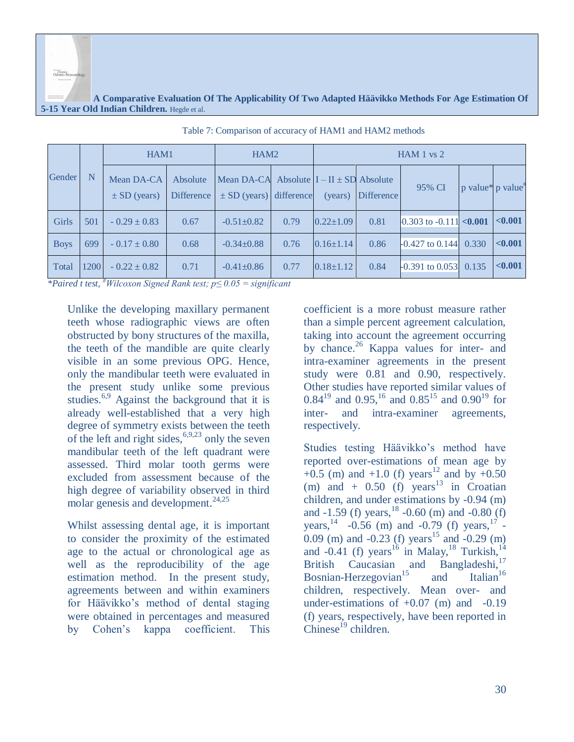Table 7: Comparison of accuracy of HAM1 and HAM2 methods

| Gender | N | HAM1 | | HAM2 | | HAM 1 vs 2 | | | | |
|---|---|---|---|---|---|---|---|---|---|---|
| | | Mean DA-CA ± SD (years) | Absolute Difference | Mean DA-CA ± SD (years) | Absolute difference | I – II ± SD (years) | Absolute Difference | 95% CI | p value* | p value# |
| Girls | 501 | - 0.29 ± 0.83 | 0.67 | -0.51±0.82 | 0.79 | 0.22±1.09 | 0.81 | -0.303 to -0.111 | **<0.001** | **<0.001** |
| Boys | 699 | - 0.17 ± 0.80 | 0.68 | -0.34±0.88 | 0.76 | 0.16±1.14 | 0.86 | -0.427 to 0.144 | 0.330 | **<0.001** |
| Total | 1200 | - 0.22 ± 0.82 | 0.71 | -0.41±0.86 | 0.77 | 0.18±1.12 | 0.84 | -0.391 to 0.053 | 0.135 | **<0.001** |

*\*Paired t test, #Wilcoxon Signed Rank test; p≤ 0.05 = significant*

Unlike the developing maxillary permanent teeth whose radiographic views are often obstructed by bony structures of the maxilla, the teeth of the mandible are quite clearly visible in an some previous OPG. Hence, only the mandibular teeth were evaluated in the present study unlike some previous studies.[6,9] Against the background that it is already well-established that a very high degree of symmetry exists between the teeth of the left and right sides,[6,9,23] only the seven mandibular teeth of the left quadrant were assessed. Third molar tooth germs were excluded from assessment because of the high degree of variability observed in third molar genesis and development.[24,25]

Whilst assessing dental age, it is important to consider the proximity of the estimated age to the actual or chronological age as well as the reproducibility of the age estimation method. In the present study, agreements between and within examiners for Häävikko's method of dental staging were obtained in percentages and measured by Cohen's kappa coefficient. This coefficient is a more robust measure rather than a simple percent agreement calculation, taking into account the agreement occurring by chance.[26] Kappa values for inter- and intra-examiner agreements in the present study were 0.81 and 0.90, respectively. Other studies have reported similar values of 0.84[19] and 0.95,[16] and 0.85[15] and 0.90[19] for inter- and intra-examiner agreements, respectively.

Studies testing Häävikko's method have reported over-estimations of mean age by +0.5 (m) and +1.0 (f) years[12] and by +0.50 (m) and + 0.50 (f) years[13] in Croatian children, and under estimations by -0.94 (m) and -1.59 (f) years,[18] -0.60 (m) and -0.80 (f) years,[14] -0.56 (m) and -0.79 (f) years,[17] -0.09 (m) and -0.23 (f) years[15] and -0.29 (m) and -0.41 (f) years[16] in Malay,[18] Turkish,[14] British Caucasian and Bangladeshi,[17] Bosnian-Herzegovian[15] and Italian[16] children, respectively. Mean over- and under-estimations of +0.07 (m) and -0.19 (f) years, respectively, have been reported in Chinese[19] children.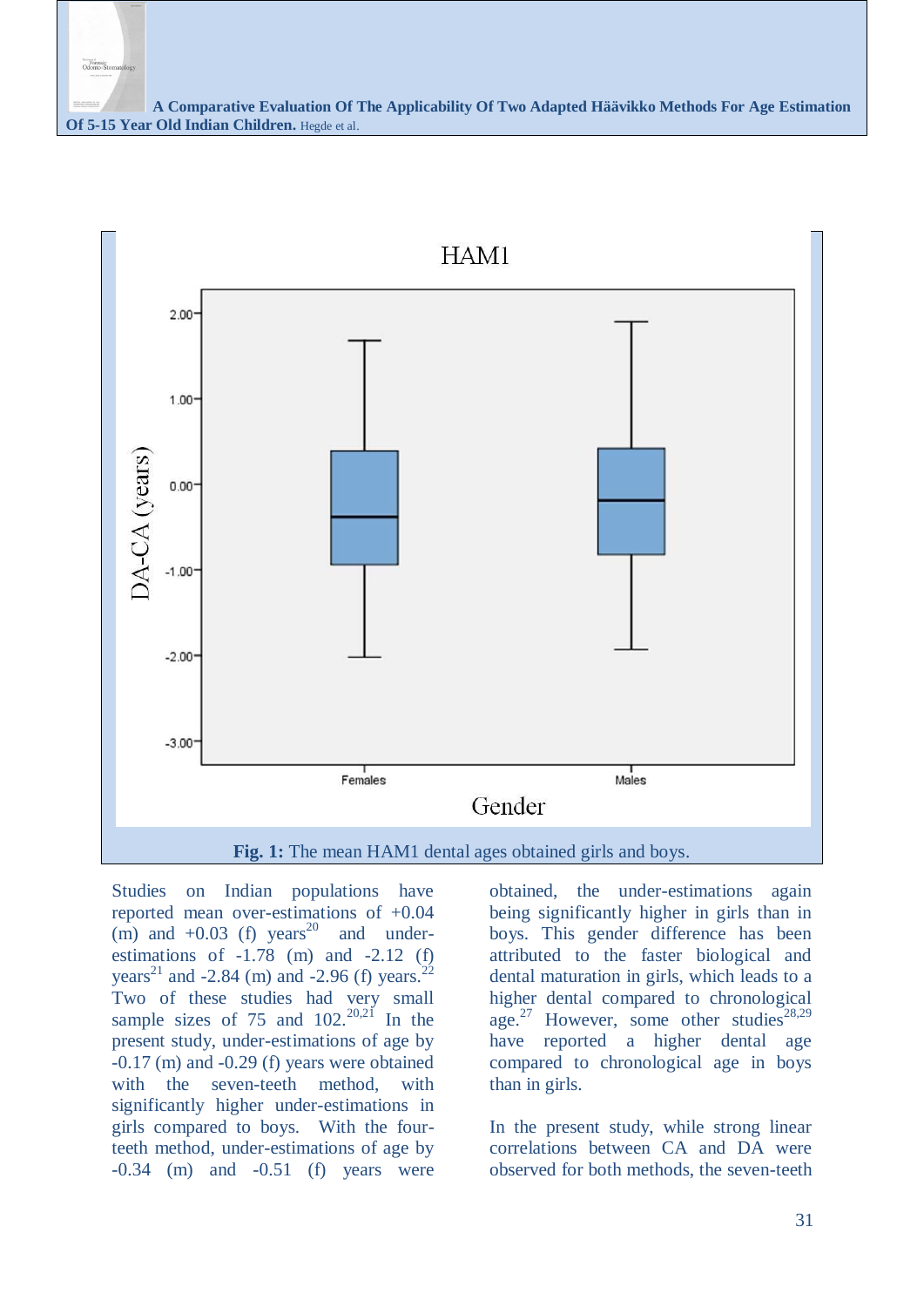Fig. 1: The mean HAM1 dental ages obtained girls and boys.

Studies on Indian populations have reported mean over-estimations of +0.04 (m) and +0.03 (f) years[20] and under-estimations of -1.78 (m) and -2.12 (f) years[21] and -2.84 (m) and -2.96 (f) years.[22] Two of these studies had very small sample sizes of 75 and 102.[20,21] In the present study, under-estimations of age by -0.17 (m) and -0.29 (f) years were obtained with the seven-teeth method, with significantly higher under-estimations in girls compared to boys. With the four-teeth method, under-estimations of age by -0.34 (m) and -0.51 (f) years were obtained, the under-estimations again being significantly higher in girls than in boys. This gender difference has been attributed to the faster biological and dental maturation in girls, which leads to a higher dental compared to chronological age.[27] However, some other studies[28,29] have reported a higher dental age compared to chronological age in boys than in girls.

In the present study, while strong linear correlations between CA and DA were observed for both methods, the seven-teeth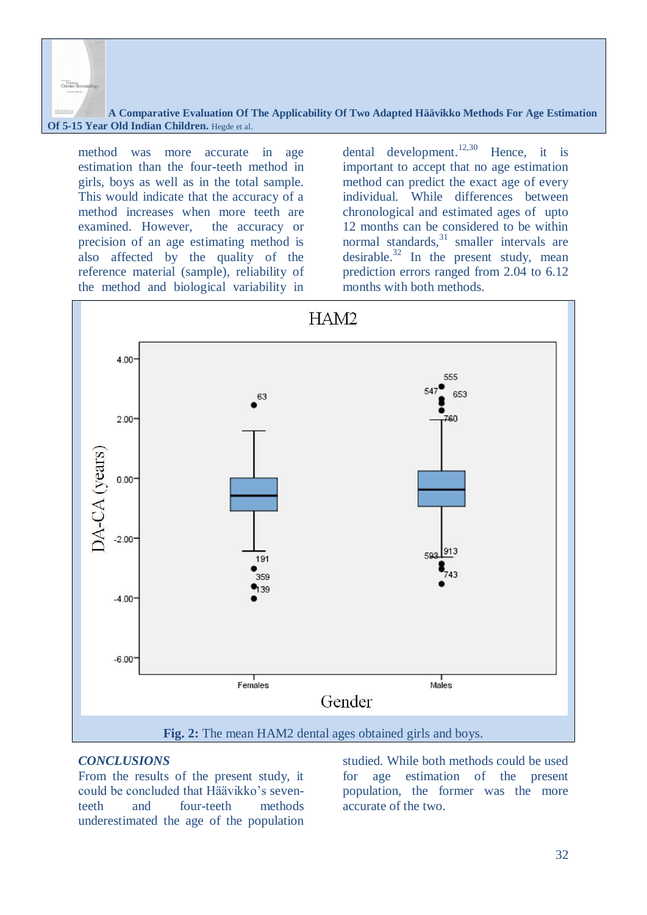method was more accurate in age estimation than the four-teeth method in girls, boys as well as in the total sample. This would indicate that the accuracy of a method increases when more teeth are examined. However, the accuracy or precision of an age estimating method is also affected by the quality of the reference material (sample), reliability of the method and biological variability in dental development.[12,30] Hence, it is important to accept that no age estimation method can predict the exact age of every individual. While differences between chronological and estimated ages of upto 12 months can be considered to be within normal standards,[31] smaller intervals are desirable.[32] In the present study, mean prediction errors ranged from 2.04 to 6.12 months with both methods.

**Fig. 2:** The mean HAM2 dental ages obtained girls and boys.

## *CONCLUSIONS*

From the results of the present study, it could be concluded that Häävikko's seven-teeth and four-teeth methods underestimated the age of the population studied. While both methods could be used for age estimation of the present population, the former was the more accurate of the two.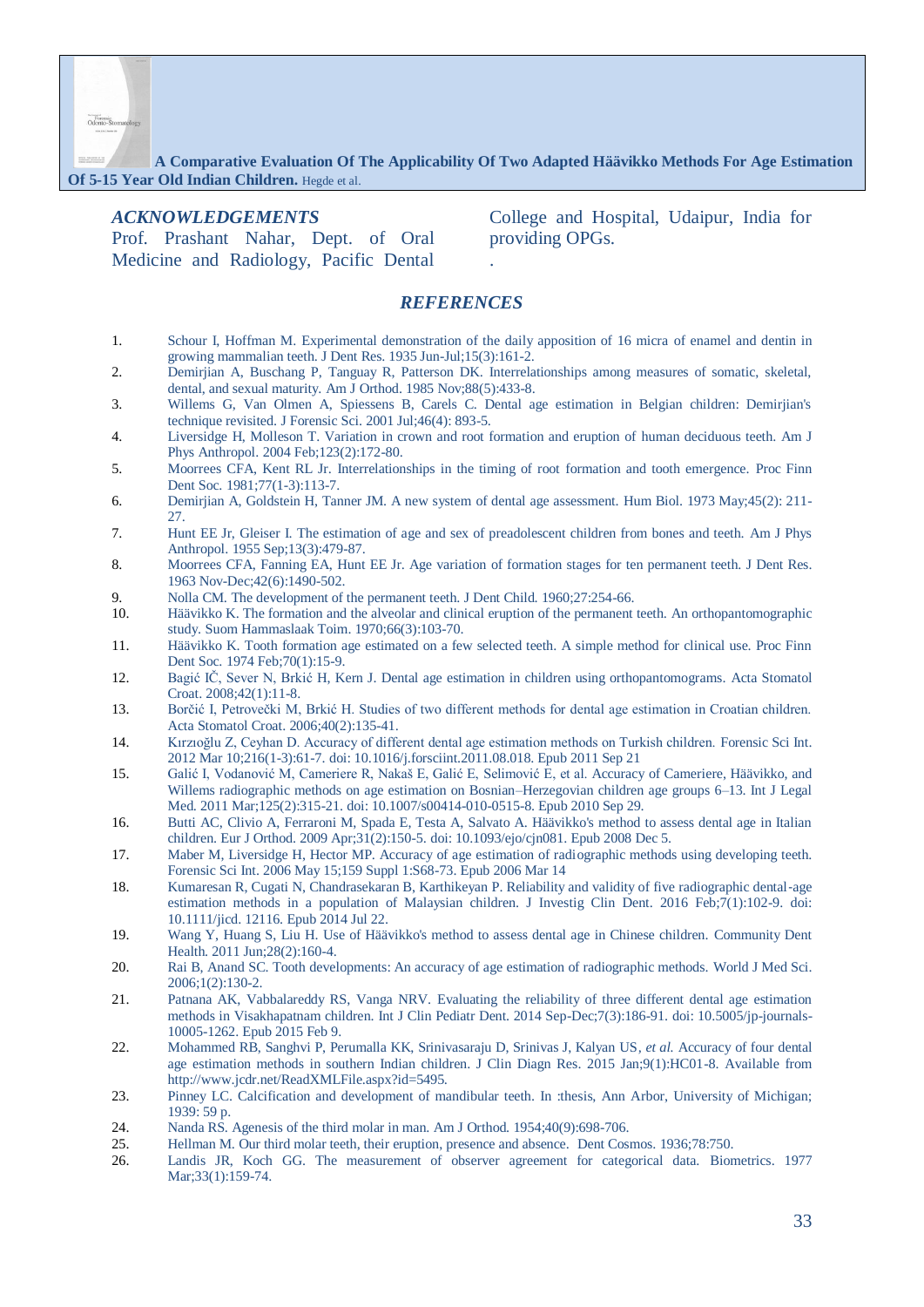## *ACKNOWLEDGEMENTS*

Prof. Prashant Nahar, Dept. of Oral Medicine and Radiology, Pacific Dental College and Hospital, Udaipur, India for providing OPGs.

## *REFERENCES*

1. Schour I, Hoffman M. Experimental demonstration of the daily apposition of 16 micra of enamel and dentin in growing mammalian teeth. J Dent Res. 1935 Jun-Jul;15(3):161-2.
2. Demirjian A, Buschang P, Tanguay R, Patterson DK. Interrelationships among measures of somatic, skeletal, dental, and sexual maturity. Am J Orthod. 1985 Nov;88(5):433-8.
3. Willems G, Van Olmen A, Spiessens B, Carels C. Dental age estimation in Belgian children: Demirjian's technique revisited. J Forensic Sci. 2001 Jul;46(4): 893-5.
4. Liversidge H, Molleson T. Variation in crown and root formation and eruption of human deciduous teeth. Am J Phys Anthropol. 2004 Feb;123(2):172-80.
5. Moorrees CFA, Kent RL Jr. Interrelationships in the timing of root formation and tooth emergence. Proc Finn Dent Soc. 1981;77(1-3):113-7.
6. Demirjian A, Goldstein H, Tanner JM. A new system of dental age assessment. Hum Biol. 1973 May;45(2): 211-27.
7. Hunt EE Jr, Gleiser I. The estimation of age and sex of preadolescent children from bones and teeth. Am J Phys Anthropol. 1955 Sep;13(3):479-87.
8. Moorrees CFA, Fanning EA, Hunt EE Jr. Age variation of formation stages for ten permanent teeth. J Dent Res. 1963 Nov-Dec;42(6):1490-502.
9. Nolla CM. The development of the permanent teeth. J Dent Child. 1960;27:254-66.
10. Häävikko K. The formation and the alveolar and clinical eruption of the permanent teeth. An orthopantomographic study. Suom Hammaslaak Toim. 1970;66(3):103-70.
11. Häävikko K. Tooth formation age estimated on a few selected teeth. A simple method for clinical use. Proc Finn Dent Soc. 1974 Feb;70(1):15-9.
12. Bagić IČ, Sever N, Brkić H, Kern J. Dental age estimation in children using orthopantomograms. Acta Stomatol Croat. 2008;42(1):11-8.
13. Borčić I, Petrovečki M, Brkić H. Studies of two different methods for dental age estimation in Croatian children. Acta Stomatol Croat. 2006;40(2):135-41.
14. Kırzıoğlu Z, Ceyhan D. Accuracy of different dental age estimation methods on Turkish children. Forensic Sci Int. 2012 Mar 10;216(1-3):61-7. doi: 10.1016/j.forsciint.2011.08.018. Epub 2011 Sep 21
15. Galić I, Vodanović M, Cameriere R, Nakaš E, Galić E, Selimović E, et al. Accuracy of Cameriere, Häävikko, and Willems radiographic methods on age estimation on Bosnian–Herzegovian children age groups 6–13. Int J Legal Med. 2011 Mar;125(2):315-21. doi: 10.1007/s00414-010-0515-8. Epub 2010 Sep 29.
16. Butti AC, Clivio A, Ferraroni M, Spada E, Testa A, Salvato A. Häävikko's method to assess dental age in Italian children. Eur J Orthod. 2009 Apr;31(2):150-5. doi: 10.1093/ejo/cjn081. Epub 2008 Dec 5.
17. Maber M, Liversidge H, Hector MP. Accuracy of age estimation of radiographic methods using developing teeth. Forensic Sci Int. 2006 May 15;159 Suppl 1:S68-73. Epub 2006 Mar 14
18. Kumaresan R, Cugati N, Chandrasekaran B, Karthikeyan P. Reliability and validity of five radiographic dental-age estimation methods in a population of Malaysian children. J Investig Clin Dent. 2016 Feb;7(1):102-9. doi: 10.1111/jicd. 12116. Epub 2014 Jul 22.
19. Wang Y, Huang S, Liu H. Use of Häävikko's method to assess dental age in Chinese children. Community Dent Health. 2011 Jun;28(2):160-4.
20. Rai B, Anand SC. Tooth developments: An accuracy of age estimation of radiographic methods. World J Med Sci. 2006;1(2):130-2.
21. Patnana AK, Vabbalareddy RS, Vanga NRV. Evaluating the reliability of three different dental age estimation methods in Visakhapatnam children. Int J Clin Pediatr Dent. 2014 Sep-Dec;7(3):186-91. doi: 10.5005/jp-journals-10005-1262. Epub 2015 Feb 9.
22. Mohammed RB, Sanghvi P, Perumalla KK, Srinivasaraju D, Srinivas J, Kalyan US, *et al.* Accuracy of four dental age estimation methods in southern Indian children. J Clin Diagn Res. 2015 Jan;9(1):HC01-8. Available from http://www.jcdr.net/ReadXMLFile.aspx?id=5495.
23. Pinney LC. Calcification and development of mandibular teeth. In :thesis, Ann Arbor, University of Michigan; 1939: 59 p.
24. Nanda RS. Agenesis of the third molar in man. Am J Orthod. 1954;40(9):698-706.
25. Hellman M. Our third molar teeth, their eruption, presence and absence. Dent Cosmos. 1936;78:750.
26. Landis JR, Koch GG. The measurement of observer agreement for categorical data. Biometrics. 1977 Mar;33(1):159-74.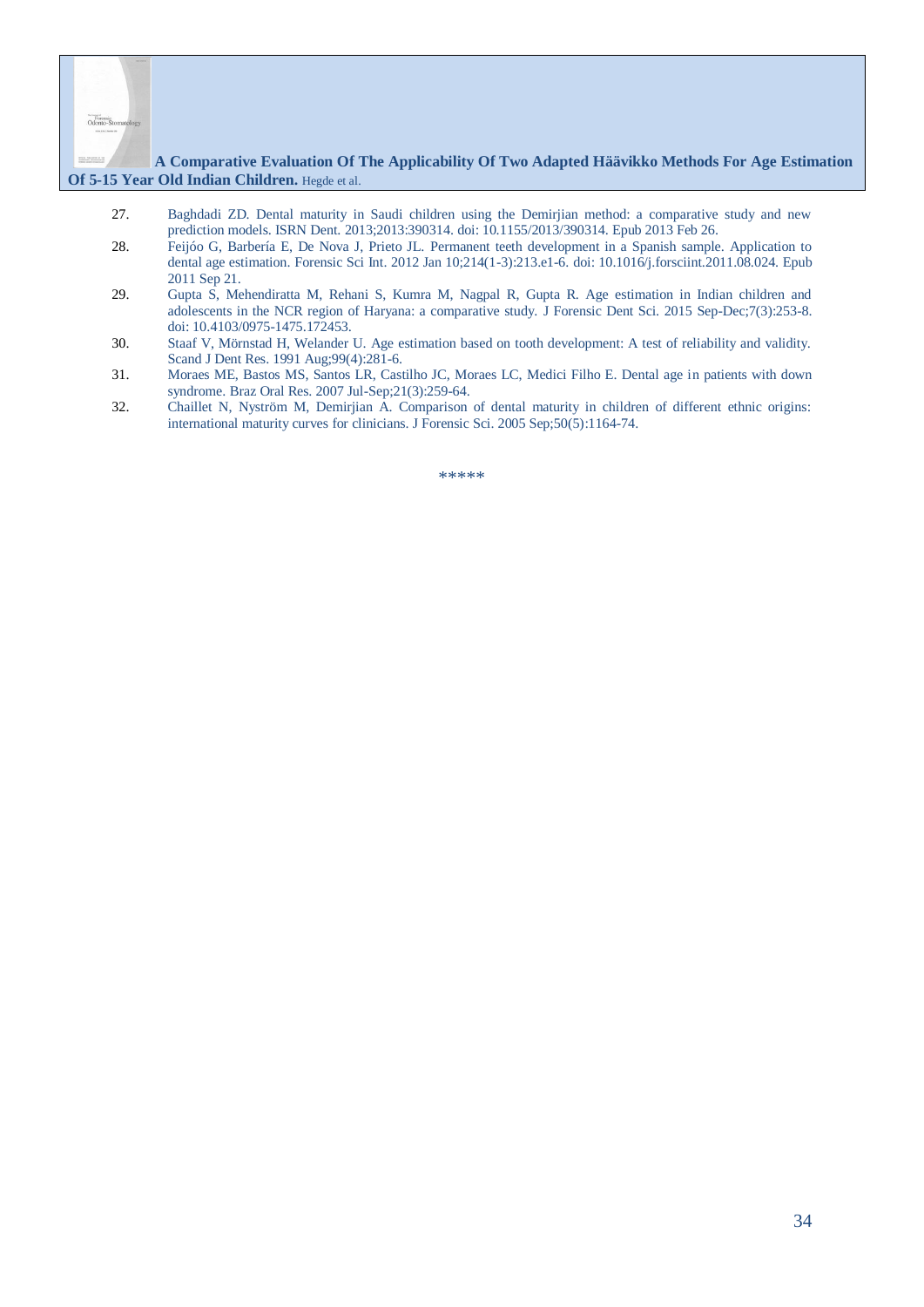27. Baghdadi ZD. Dental maturity in Saudi children using the Demirjian method: a comparative study and new prediction models. ISRN Dent. 2013;2013:390314. doi: 10.1155/2013/390314. Epub 2013 Feb 26.
28. Feijóo G, Barbería E, De Nova J, Prieto JL. Permanent teeth development in a Spanish sample. Application to dental age estimation. Forensic Sci Int. 2012 Jan 10;214(1-3):213.e1-6. doi: 10.1016/j.forsciint.2011.08.024. Epub 2011 Sep 21.
29. Gupta S, Mehendiratta M, Rehani S, Kumra M, Nagpal R, Gupta R. Age estimation in Indian children and adolescents in the NCR region of Haryana: a comparative study. J Forensic Dent Sci. 2015 Sep-Dec;7(3):253-8. doi: 10.4103/0975-1475.172453.
30. Staaf V, Mörnstad H, Welander U. Age estimation based on tooth development: A test of reliability and validity. Scand J Dent Res. 1991 Aug;99(4):281-6.
31. Moraes ME, Bastos MS, Santos LR, Castilho JC, Moraes LC, Medici Filho E. Dental age in patients with down syndrome. Braz Oral Res. 2007 Jul-Sep;21(3):259-64.
32. Chaillet N, Nyström M, Demirjian A. Comparison of dental maturity in children of different ethnic origins: international maturity curves for clinicians. J Forensic Sci. 2005 Sep;50(5):1164-74.

*****